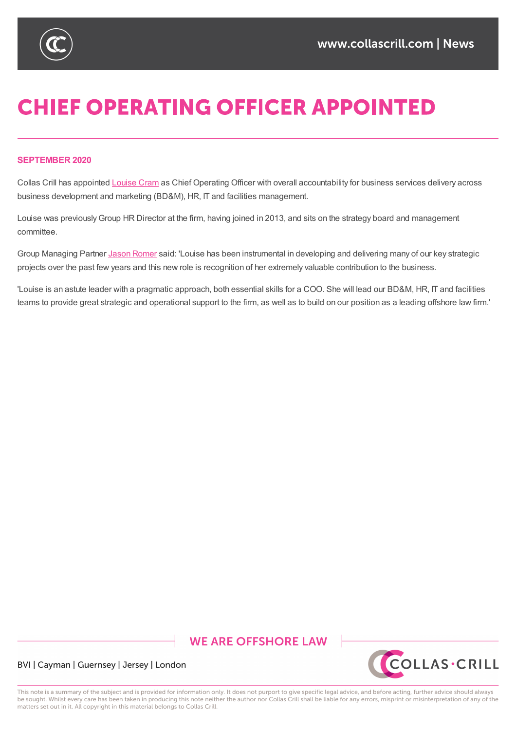# CHIEF OPERATING OFFICER APPOINTED

**SEPTEMBER 2020**

Collas Crill has appointed Louise Cram as Chief Operating Officer with overall accountability for business services delivery across business development and marketing (BD&M), HR, IT and facilities management.

Louise was previously Group HR Director at the firm, having joined in 2013, and sits on the strategy board and management committee.

Group Managing Partner Jason Romer said: 'Louise has been instrumental in developing and delivering many of our key strategic projects over the past few years and this new role is recognition of her extremely valuable contribution to the business.

'Louise is an astute leader with a pragmatic approach, both essential skills for a COO. She will lead our BD&M, HR, IT and facilities teams to provide great strategic and operational support to the firm, as well as to build on our position as a leading offshore law firm.'

WE ARE OFFSHORE LAW

BVI | Cayman | Guernsey | Jersey | London

This note is a summary of the subject and is provided for information only. It does not purport to give specific legal advice, and before acting, further advice should always be sought. Whilst every care has been taken in producing this note neither the author nor Collas Crill shall be liable for any errors, misprint or misinterpretation of any of the matters set out in it. All copyright in this material belongs to Collas Crill.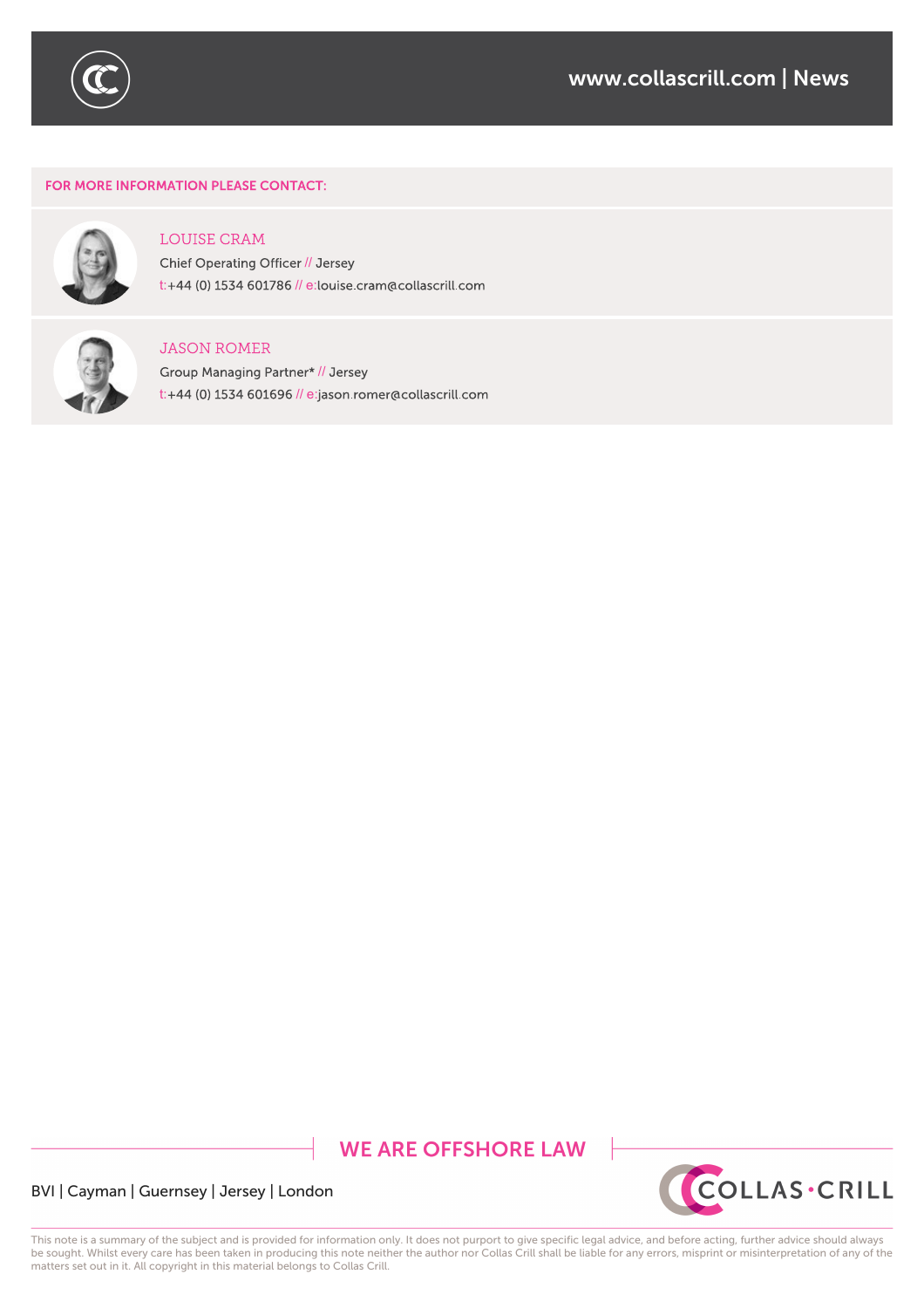**FOR MORE INFORMATION PLEASE CONTACT:**

LOUISE CRAM
Chief Operating Officer // Jersey
t:+44 (0) 1534 601786 // e:louise.cram@collascrill.com

JASON ROMER
Group Managing Partner* // Jersey
t:+44 (0) 1534 601696 // e:jason.romer@collascrill.com

WE ARE OFFSHORE LAW

BVI | Cayman | Guernsey | Jersey | London

This note is a summary of the subject and is provided for information only. It does not purport to give specific legal advice, and before acting, further advice should always be sought. Whilst every care has been taken in producing this note neither the author nor Collas Crill shall be liable for any errors, misprint or misinterpretation of any of the matters set out in it. All copyright in this material belongs to Collas Crill.